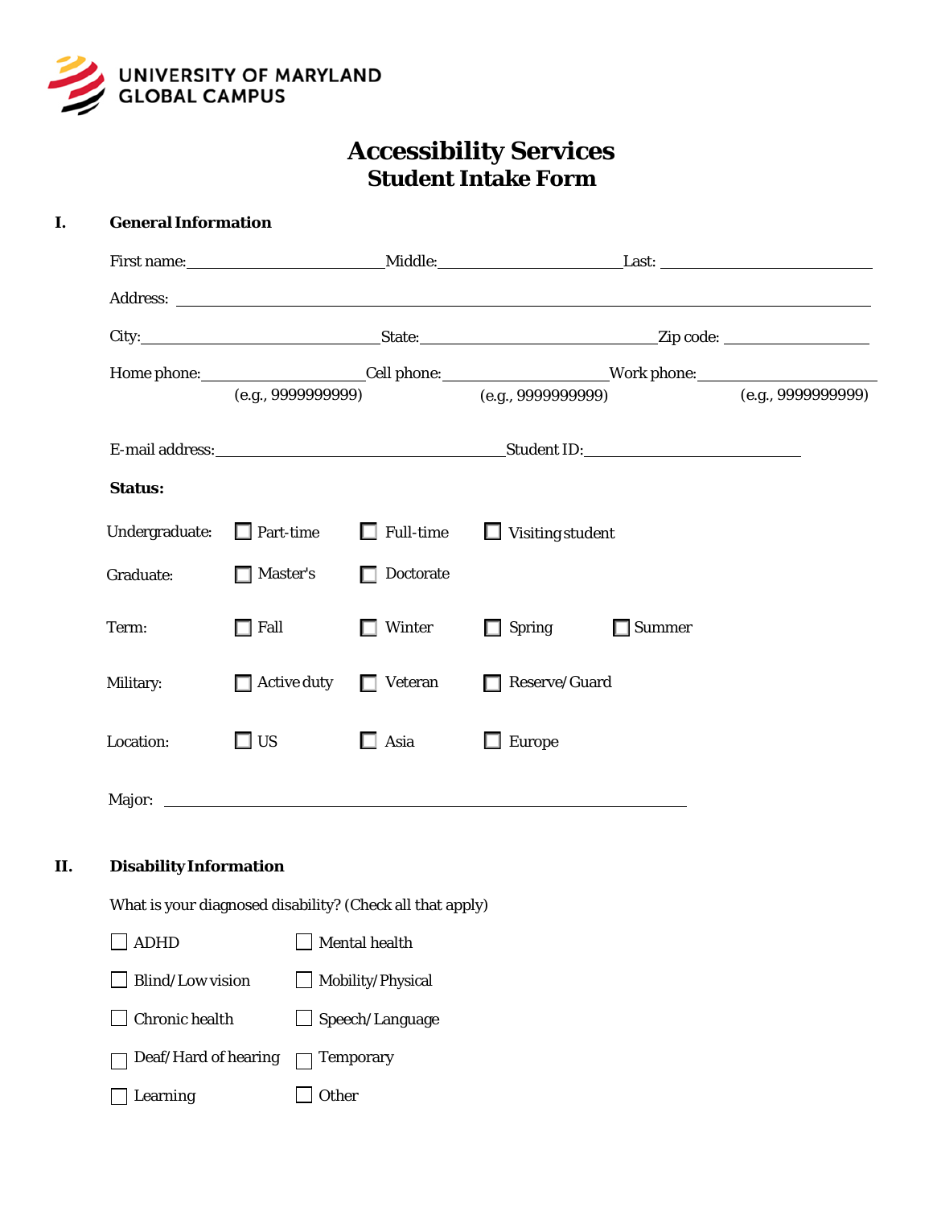UNIVERSITY OF MARYLAND
GLOBAL CAMPUS

# Accessibility Services
## Student Intake Form

**I. General Information**

First name:\_\_\_\_\_\_\_\_\_\_\_\_\_\_\_\_\_\_\_\_ Middle:\_\_\_\_\_\_\_\_\_\_\_\_\_\_\_\_\_\_\_\_ Last: \_\_\_\_\_\_\_\_\_\_\_\_\_\_\_\_\_\_\_\_

Address: \_\_\_\_\_\_\_\_\_\_\_\_\_\_\_\_\_\_\_\_\_\_\_\_\_\_\_\_\_\_\_\_\_\_\_\_\_\_\_\_\_\_\_\_\_\_\_\_\_\_\_\_\_\_\_\_

City:\_\_\_\_\_\_\_\_\_\_\_\_\_\_\_\_\_\_\_\_ State:\_\_\_\_\_\_\_\_\_\_\_\_\_\_\_\_\_\_\_\_ Zip code: \_\_\_\_\_\_\_\_\_\_\_\_\_\_\_\_

Home phone:\_\_\_\_\_\_\_\_\_\_\_\_\_\_\_\_ (e.g., 9999999999) Cell phone:\_\_\_\_\_\_\_\_\_\_\_\_\_\_\_\_ (e.g., 9999999999) Work phone:\_\_\_\_\_\_\_\_\_\_\_\_\_\_\_\_ (e.g., 9999999999)

E-mail address:\_\_\_\_\_\_\_\_\_\_\_\_\_\_\_\_\_\_\_\_\_\_\_\_\_\_\_\_ Student ID:\_\_\_\_\_\_\_\_\_\_\_\_\_\_\_\_\_\_\_\_

**Status:**

Undergraduate: ☐ Part-time ☐ Full-time ☐ Visiting student

Graduate: ☐ Master's ☐ Doctorate

Term: ☐ Fall ☐ Winter ☐ Spring ☐ Summer

Military: ☐ Active duty ☐ Veteran ☐ Reserve/Guard

Location: ☐ US ☐ Asia ☐ Europe

Major: \_\_\_\_\_\_\_\_\_\_\_\_\_\_\_\_\_\_\_\_\_\_\_\_\_\_\_\_\_\_\_\_\_\_\_\_\_\_\_\_\_\_\_\_

**II. Disability Information**

What is your diagnosed disability? (Check all that apply)

☐ ADHD ☐ Mental health

☐ Blind/Low vision ☐ Mobility/Physical

☐ Chronic health ☐ Speech/Language

☐ Deaf/Hard of hearing ☐ Temporary

☐ Learning ☐ Other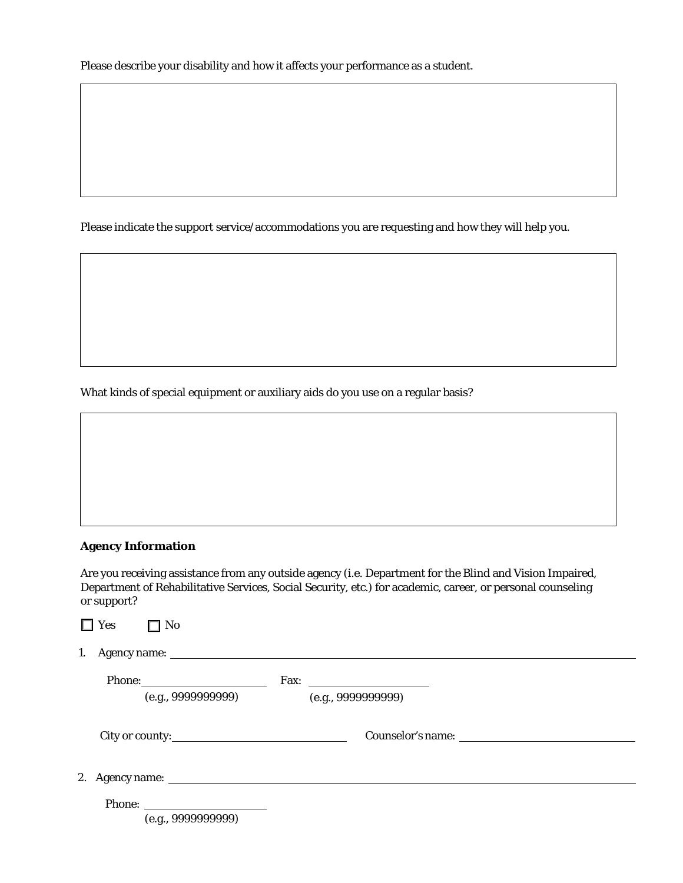Please describe your disability and how it affects your performance as a student.

Please indicate the support service/accommodations you are requesting and how they will help you.

What kinds of special equipment or auxiliary aids do you use on a regular basis?

**Agency Information**

Are you receiving assistance from any outside agency (i.e. Department for the Blind and Vision Impaired, Department of Rehabilitative Services, Social Security, etc.) for academic, career, or personal counseling or support?

☐ Yes ☐ No

1. Agency name: ______________________________

   Phone: ______________ Fax: ______________
   (e.g., 9999999999) (e.g., 9999999999)

   City or county: ______________ Counselor's name: ______________

2. Agency name: ______________________________

   Phone: ______________
   (e.g., 9999999999)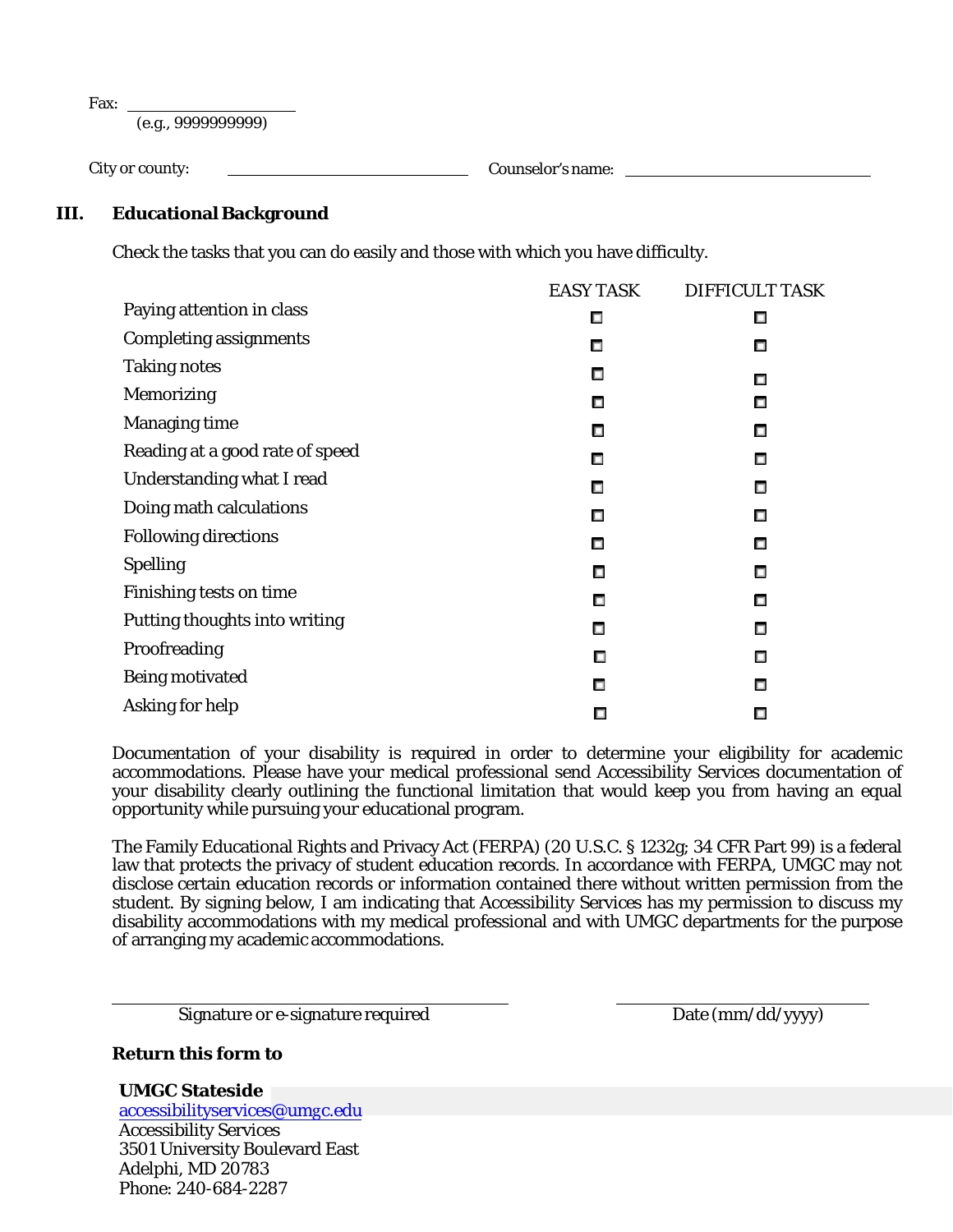Fax: ____________________
(e.g., 9999999999)

City or county: ____________________ Counselor's name: ____________________

## III. Educational Background

Check the tasks that you can do easily and those with which you have difficulty.

| | EASY TASK | DIFFICULT TASK |
|---|---|---|
| Paying attention in class | ☐ | ☐ |
| Completing assignments | ☐ | ☐ |
| Taking notes | ☐ | ☐ |
| Memorizing | ☐ | ☐ |
| Managing time | ☐ | ☐ |
| Reading at a good rate of speed | ☐ | ☐ |
| Understanding what I read | ☐ | ☐ |
| Doing math calculations | ☐ | ☐ |
| Following directions | ☐ | ☐ |
| Spelling | ☐ | ☐ |
| Finishing tests on time | ☐ | ☐ |
| Putting thoughts into writing | ☐ | ☐ |
| Proofreading | ☐ | ☐ |
| Being motivated | ☐ | ☐ |
| Asking for help | ☐ | ☐ |

Documentation of your disability is required in order to determine your eligibility for academic accommodations. Please have your medical professional send Accessibility Services documentation of your disability clearly outlining the functional limitation that would keep you from having an equal opportunity while pursuing your educational program.

The Family Educational Rights and Privacy Act (FERPA) (20 U.S.C. § 1232g; 34 CFR Part 99) is a federal law that protects the privacy of student education records. In accordance with FERPA, UMGC may not disclose certain education records or information contained there without written permission from the student. By signing below, I am indicating that Accessibility Services has my permission to discuss my disability accommodations with my medical professional and with UMGC departments for the purpose of arranging my academic accommodations.

____________________ Signature or e-signature required

____________________ Date (mm/dd/yyyy)

**Return this form to**

**UMGC Stateside**
accessibilityservices@umgc.edu
Accessibility Services
3501 University Boulevard East
Adelphi, MD 20783
Phone: 240-684-2287